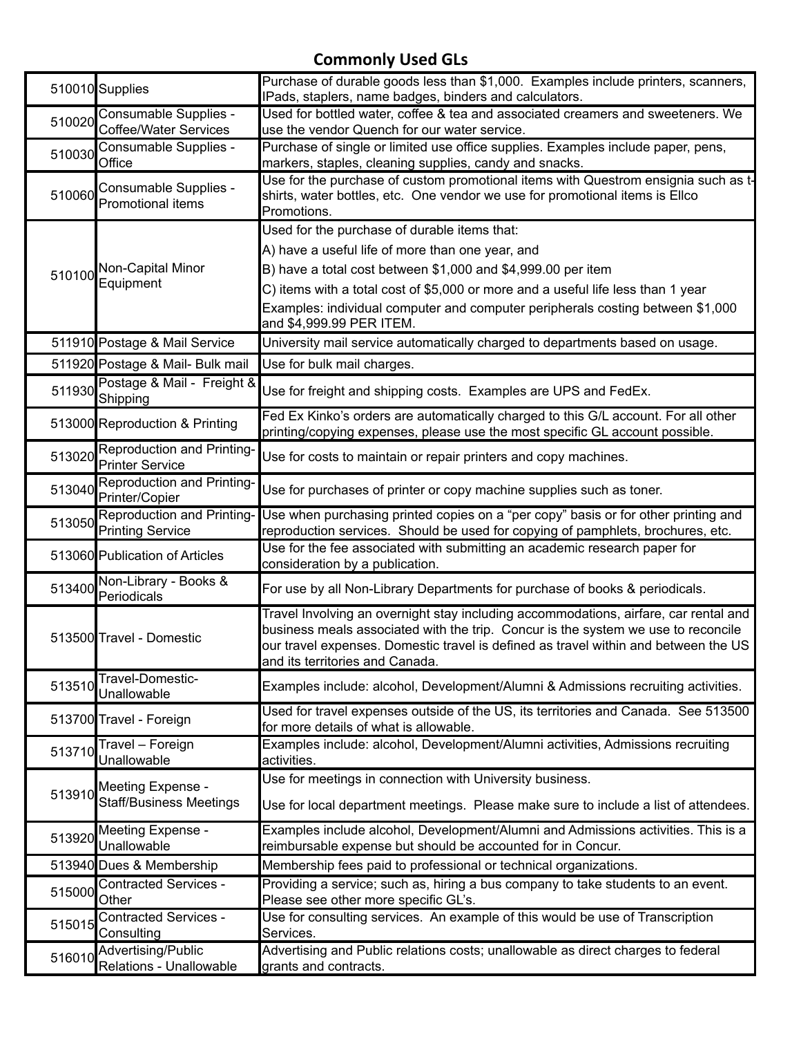# Commonly Used GLs

| | | |
|---|---|---|
| 510010 | Supplies | Purchase of durable goods less than $1,000. Examples include printers, scanners, IPads, staplers, name badges, binders and calculators. |
| 510020 | Consumable Supplies - Coffee/Water Services | Used for bottled water, coffee & tea and associated creamers and sweeteners. We use the vendor Quench for our water service. |
| 510030 | Consumable Supplies - Office | Purchase of single or limited use office supplies. Examples include paper, pens, markers, staples, cleaning supplies, candy and snacks. |
| 510060 | Consumable Supplies - Promotional items | Use for the purchase of custom promotional items with Questrom ensignia such as t-shirts, water bottles, etc. One vendor we use for promotional items is Ellco Promotions. |
| 510100 | Non-Capital Minor Equipment | Used for the purchase of durable items that:<br>A) have a useful life of more than one year, and<br>B) have a total cost between $1,000 and $4,999.00 per item<br>C) items with a total cost of $5,000 or more and a useful life less than 1 year<br>Examples: individual computer and computer peripherals costing between $1,000 and $4,999.99 PER ITEM. |
| 511910 | Postage & Mail Service | University mail service automatically charged to departments based on usage. |
| 511920 | Postage & Mail- Bulk mail | Use for bulk mail charges. |
| 511930 | Postage & Mail - Freight & Shipping | Use for freight and shipping costs. Examples are UPS and FedEx. |
| 513000 | Reproduction & Printing | Fed Ex Kinko's orders are automatically charged to this G/L account. For all other printing/copying expenses, please use the most specific GL account possible. |
| 513020 | Reproduction and Printing-Printer Service | Use for costs to maintain or repair printers and copy machines. |
| 513040 | Reproduction and Printing-Printer/Copier | Use for purchases of printer or copy machine supplies such as toner. |
| 513050 | Reproduction and Printing-Printing Service | Use when purchasing printed copies on a "per copy" basis or for other printing and reproduction services. Should be used for copying of pamphlets, brochures, etc. |
| 513060 | Publication of Articles | Use for the fee associated with submitting an academic research paper for consideration by a publication. |
| 513400 | Non-Library - Books & Periodicals | For use by all Non-Library Departments for purchase of books & periodicals. |
| 513500 | Travel - Domestic | Travel Involving an overnight stay including accommodations, airfare, car rental and business meals associated with the trip. Concur is the system we use to reconcile our travel expenses. Domestic travel is defined as travel within and between the US and its territories and Canada. |
| 513510 | Travel-Domestic-Unallowable | Examples include: alcohol, Development/Alumni & Admissions recruiting activities. |
| 513700 | Travel - Foreign | Used for travel expenses outside of the US, its territories and Canada. See 513500 for more details of what is allowable. |
| 513710 | Travel – Foreign Unallowable | Examples include: alcohol, Development/Alumni activities, Admissions recruiting activities. |
| 513910 | Meeting Expense - Staff/Business Meetings | Use for meetings in connection with University business.<br>Use for local department meetings. Please make sure to include a list of attendees. |
| 513920 | Meeting Expense - Unallowable | Examples include alcohol, Development/Alumni and Admissions activities. This is a reimbursable expense but should be accounted for in Concur. |
| 513940 | Dues & Membership | Membership fees paid to professional or technical organizations. |
| 515000 | Contracted Services - Other | Providing a service; such as, hiring a bus company to take students to an event. Please see other more specific GL's. |
| 515015 | Contracted Services - Consulting | Use for consulting services. An example of this would be use of Transcription Services. |
| 516010 | Advertising/Public Relations - Unallowable | Advertising and Public relations costs; unallowable as direct charges to federal grants and contracts. |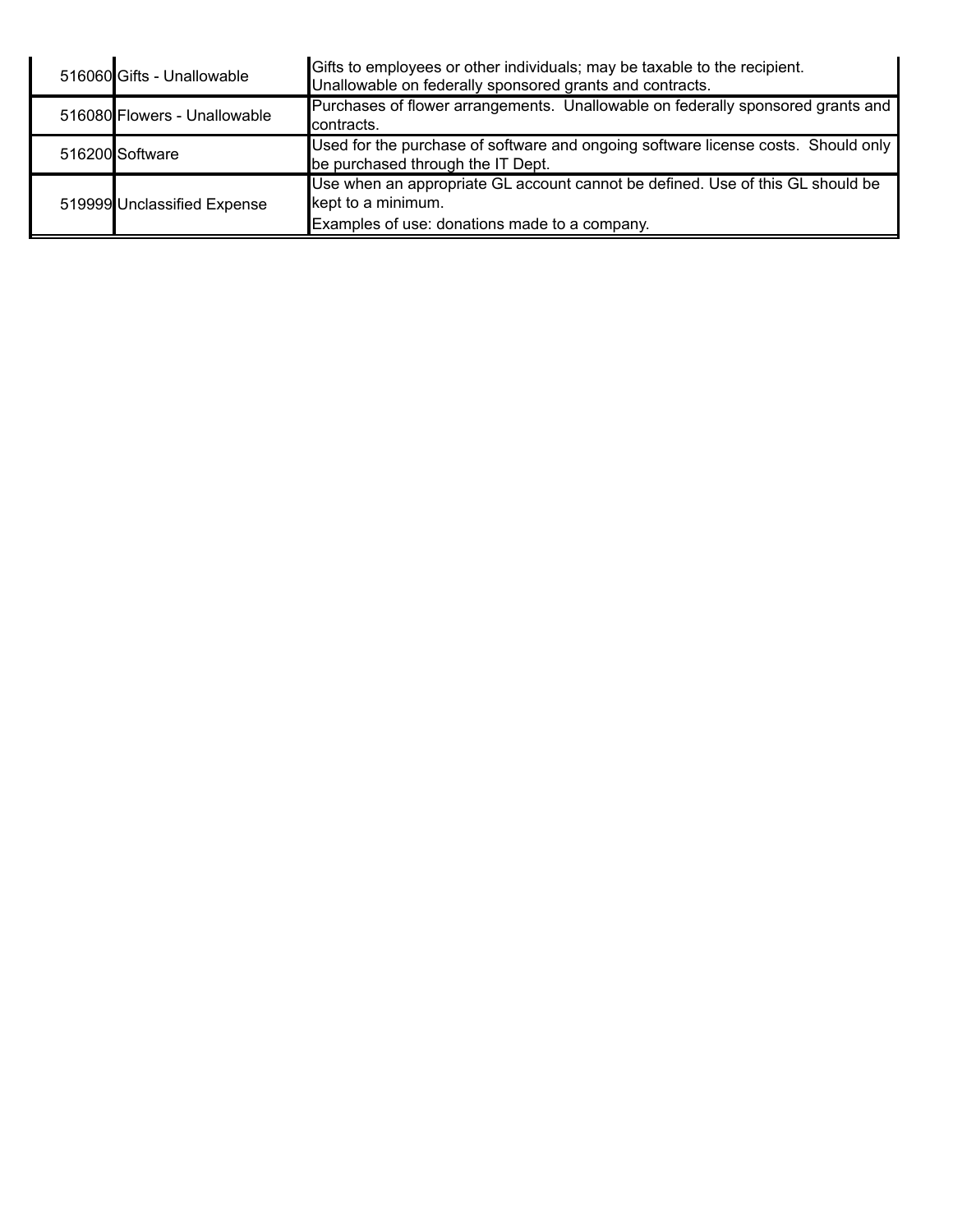| | | |
|---|---|---|
| 516060 | Gifts - Unallowable | Gifts to employees or other individuals; may be taxable to the recipient. Unallowable on federally sponsored grants and contracts. |
| 516080 | Flowers - Unallowable | Purchases of flower arrangements. Unallowable on federally sponsored grants and contracts. |
| 516200 | Software | Used for the purchase of software and ongoing software license costs. Should only be purchased through the IT Dept. |
| 519999 | Unclassified Expense | Use when an appropriate GL account cannot be defined. Use of this GL should be kept to a minimum.<br>Examples of use: donations made to a company. |